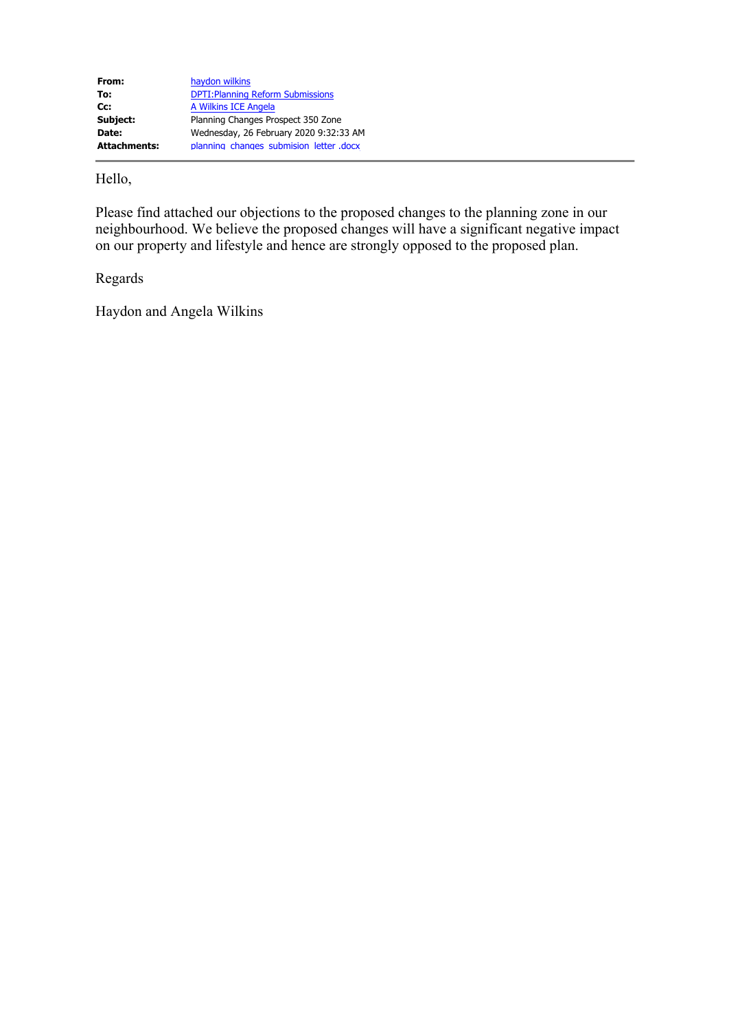| | |
|---|---|
| **From:** | haydon wilkins |
| **To:** | DPTI:Planning Reform Submissions |
| **Cc:** | A Wilkins ICE Angela |
| **Subject:** | Planning Changes Prospect 350 Zone |
| **Date:** | Wednesday, 26 February 2020 9:32:33 AM |
| **Attachments:** | planning changes submision letter .docx |

---

Hello,

Please find attached our objections to the proposed changes to the planning zone in our neighbourhood. We believe the proposed changes will have a significant negative impact on our property and lifestyle and hence are strongly opposed to the proposed plan.

Regards

Haydon and Angela Wilkins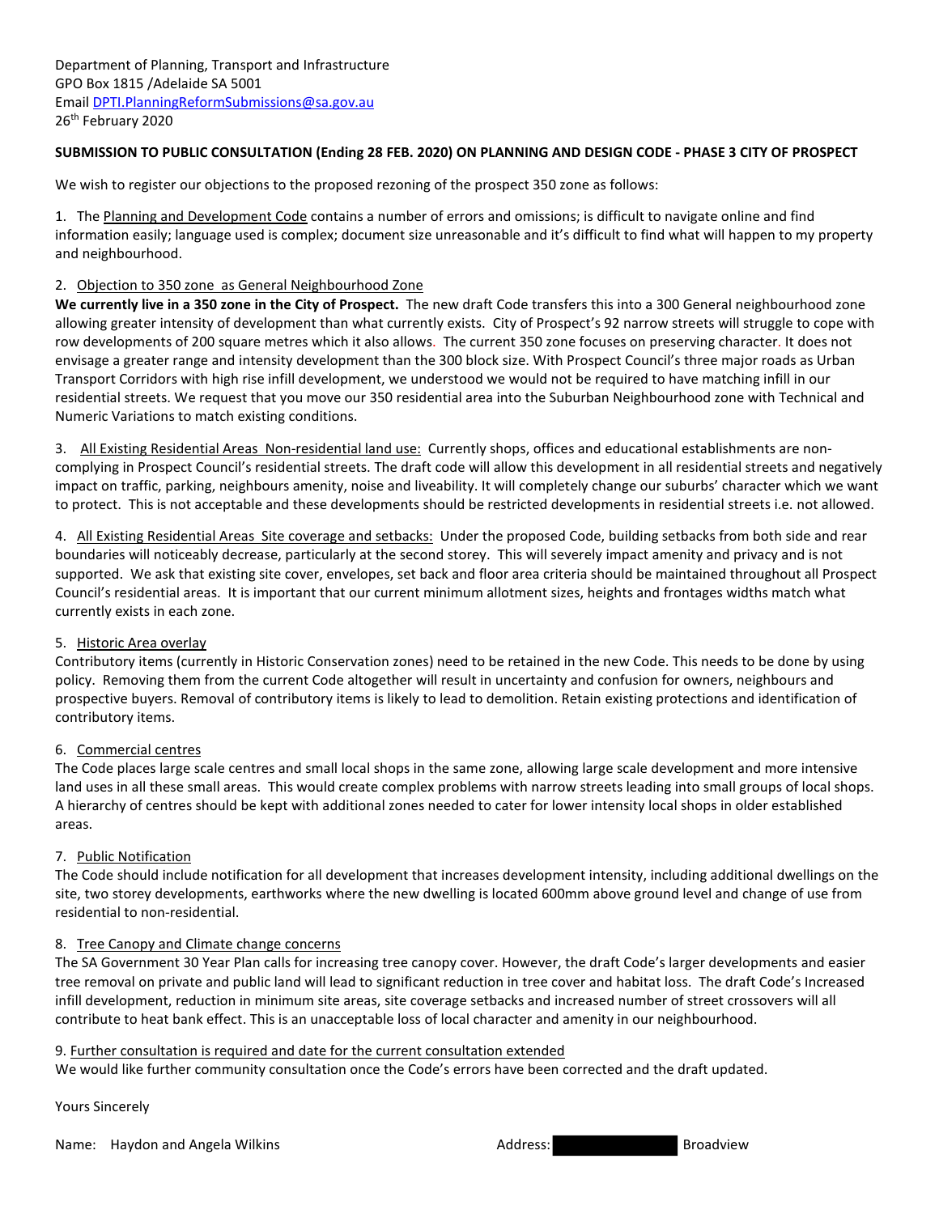Department of Planning, Transport and Infrastructure
GPO Box 1815 /Adelaide SA 5001
Email DPTI.PlanningReformSubmissions@sa.gov.au
26th February 2020

**SUBMISSION TO PUBLIC CONSULTATION (Ending 28 FEB. 2020) ON PLANNING AND DESIGN CODE - PHASE 3 CITY OF PROSPECT**

We wish to register our objections to the proposed rezoning of the prospect 350 zone as follows:

1. The Planning and Development Code contains a number of errors and omissions; is difficult to navigate online and find information easily; language used is complex; document size unreasonable and it's difficult to find what will happen to my property and neighbourhood.

2. Objection to 350 zone as General Neighbourhood Zone
**We currently live in a 350 zone in the City of Prospect.** The new draft Code transfers this into a 300 General neighbourhood zone allowing greater intensity of development than what currently exists. City of Prospect's 92 narrow streets will struggle to cope with row developments of 200 square metres which it also allows. The current 350 zone focuses on preserving character. It does not envisage a greater range and intensity development than the 300 block size. With Prospect Council's three major roads as Urban Transport Corridors with high rise infill development, we understood we would not be required to have matching infill in our residential streets. We request that you move our 350 residential area into the Suburban Neighbourhood zone with Technical and Numeric Variations to match existing conditions.

3. All Existing Residential Areas Non-residential land use: Currently shops, offices and educational establishments are non-complying in Prospect Council's residential streets. The draft code will allow this development in all residential streets and negatively impact on traffic, parking, neighbours amenity, noise and liveability. It will completely change our suburbs' character which we want to protect. This is not acceptable and these developments should be restricted developments in residential streets i.e. not allowed.

4. All Existing Residential Areas Site coverage and setbacks: Under the proposed Code, building setbacks from both side and rear boundaries will noticeably decrease, particularly at the second storey. This will severely impact amenity and privacy and is not supported. We ask that existing site cover, envelopes, set back and floor area criteria should be maintained throughout all Prospect Council's residential areas. It is important that our current minimum allotment sizes, heights and frontages widths match what currently exists in each zone.

5. Historic Area overlay
Contributory items (currently in Historic Conservation zones) need to be retained in the new Code. This needs to be done by using policy. Removing them from the current Code altogether will result in uncertainty and confusion for owners, neighbours and prospective buyers. Removal of contributory items is likely to lead to demolition. Retain existing protections and identification of contributory items.

6. Commercial centres
The Code places large scale centres and small local shops in the same zone, allowing large scale development and more intensive land uses in all these small areas. This would create complex problems with narrow streets leading into small groups of local shops. A hierarchy of centres should be kept with additional zones needed to cater for lower intensity local shops in older established areas.

7. Public Notification
The Code should include notification for all development that increases development intensity, including additional dwellings on the site, two storey developments, earthworks where the new dwelling is located 600mm above ground level and change of use from residential to non-residential.

8. Tree Canopy and Climate change concerns
The SA Government 30 Year Plan calls for increasing tree canopy cover. However, the draft Code's larger developments and easier tree removal on private and public land will lead to significant reduction in tree cover and habitat loss. The draft Code's Increased infill development, reduction in minimum site areas, site coverage setbacks and increased number of street crossovers will all contribute to heat bank effect. This is an unacceptable loss of local character and amenity in our neighbourhood.

9. Further consultation is required and date for the current consultation extended
We would like further community consultation once the Code's errors have been corrected and the draft updated.

Yours Sincerely

Name: Haydon and Angela Wilkins

Address: [REDACTED] Broadview